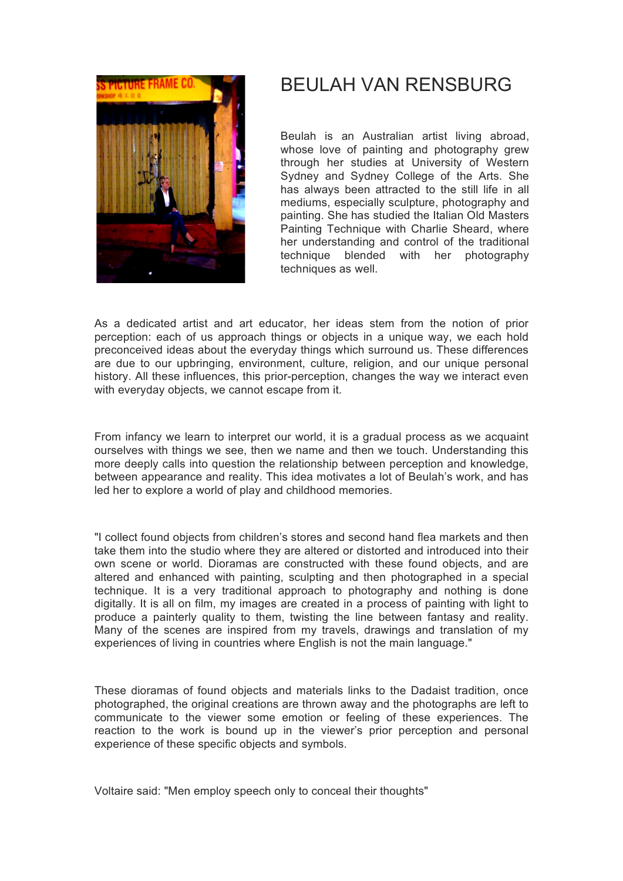# BEULAH VAN RENSBURG

Beulah is an Australian artist living abroad, whose love of painting and photography grew through her studies at University of Western Sydney and Sydney College of the Arts. She has always been attracted to the still life in all mediums, especially sculpture, photography and painting. She has studied the Italian Old Masters Painting Technique with Charlie Sheard, where her understanding and control of the traditional technique blended with her photography techniques as well.

As a dedicated artist and art educator, her ideas stem from the notion of prior perception: each of us approach things or objects in a unique way, we each hold preconceived ideas about the everyday things which surround us. These differences are due to our upbringing, environment, culture, religion, and our unique personal history. All these influences, this prior-perception, changes the way we interact even with everyday objects, we cannot escape from it.

From infancy we learn to interpret our world, it is a gradual process as we acquaint ourselves with things we see, then we name and then we touch. Understanding this more deeply calls into question the relationship between perception and knowledge, between appearance and reality. This idea motivates a lot of Beulah's work, and has led her to explore a world of play and childhood memories.

"I collect found objects from children's stores and second hand flea markets and then take them into the studio where they are altered or distorted and introduced into their own scene or world. Dioramas are constructed with these found objects, and are altered and enhanced with painting, sculpting and then photographed in a special technique. It is a very traditional approach to photography and nothing is done digitally. It is all on film, my images are created in a process of painting with light to produce a painterly quality to them, twisting the line between fantasy and reality. Many of the scenes are inspired from my travels, drawings and translation of my experiences of living in countries where English is not the main language."

These dioramas of found objects and materials links to the Dadaist tradition, once photographed, the original creations are thrown away and the photographs are left to communicate to the viewer some emotion or feeling of these experiences. The reaction to the work is bound up in the viewer's prior perception and personal experience of these specific objects and symbols.

Voltaire said: "Men employ speech only to conceal their thoughts"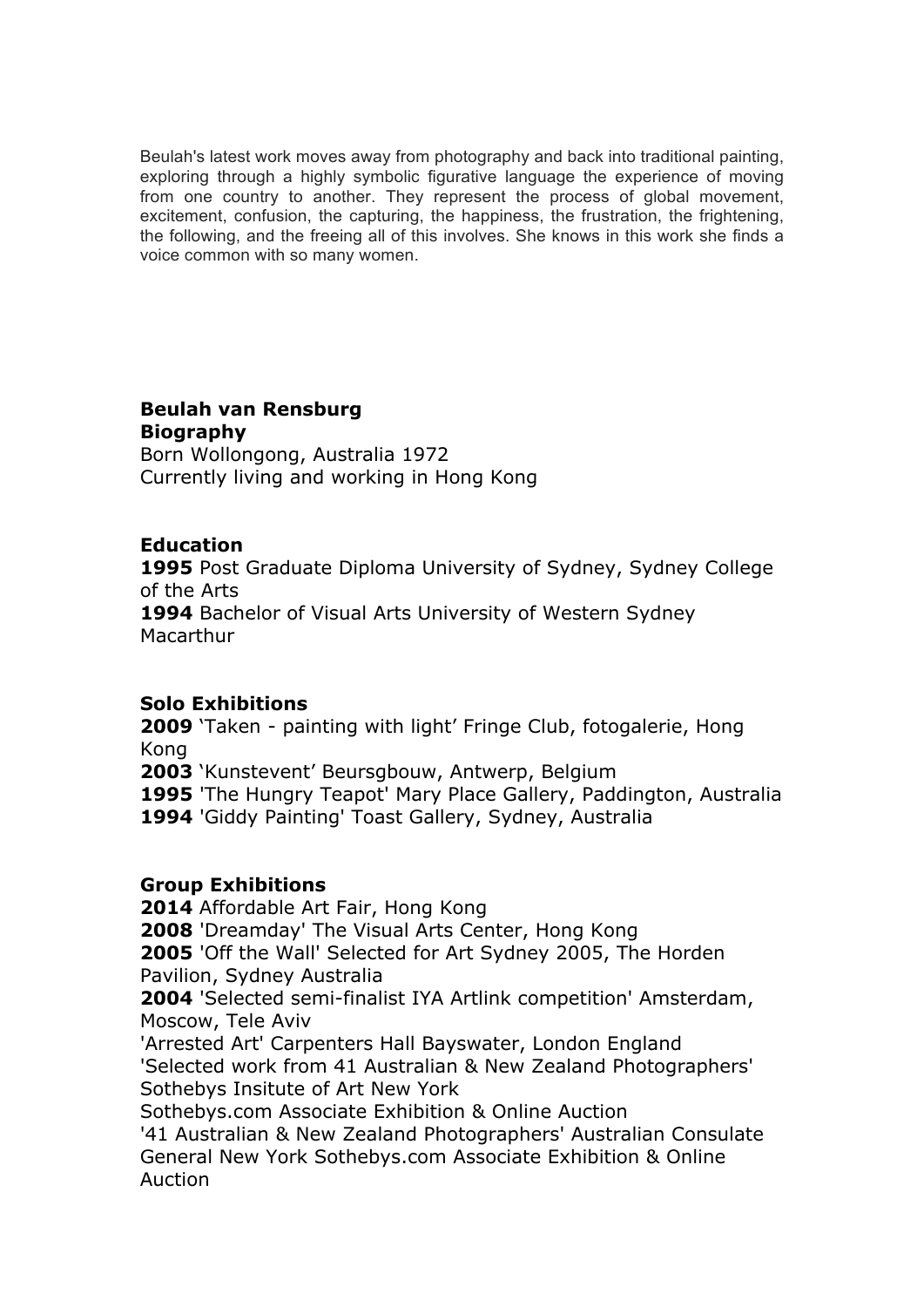Beulah's latest work moves away from photography and back into traditional painting, exploring through a highly symbolic figurative language the experience of moving from one country to another. They represent the process of global movement, excitement, confusion, the capturing, the happiness, the frustration, the frightening, the following, and the freeing all of this involves. She knows in this work she finds a voice common with so many women.

**Beulah van Rensburg**
**Biography**
Born Wollongong, Australia 1972
Currently living and working in Hong Kong

**Education**
**1995** Post Graduate Diploma University of Sydney, Sydney College of the Arts
**1994** Bachelor of Visual Arts University of Western Sydney Macarthur

**Solo Exhibitions**
**2009** 'Taken - painting with light' Fringe Club, fotogalerie, Hong Kong
**2003** 'Kunstevent' Beursgbouw, Antwerp, Belgium
**1995** 'The Hungry Teapot' Mary Place Gallery, Paddington, Australia
**1994** 'Giddy Painting' Toast Gallery, Sydney, Australia

**Group Exhibitions**
**2014** Affordable Art Fair, Hong Kong
**2008** 'Dreamday' The Visual Arts Center, Hong Kong
**2005** 'Off the Wall' Selected for Art Sydney 2005, The Horden Pavilion, Sydney Australia
**2004** 'Selected semi-finalist IYA Artlink competition' Amsterdam, Moscow, Tele Aviv
'Arrested Art' Carpenters Hall Bayswater, London England
'Selected work from 41 Australian & New Zealand Photographers' Sothebys Insitute of Art New York
Sothebys.com Associate Exhibition & Online Auction
'41 Australian & New Zealand Photographers' Australian Consulate General New York Sothebys.com Associate Exhibition & Online Auction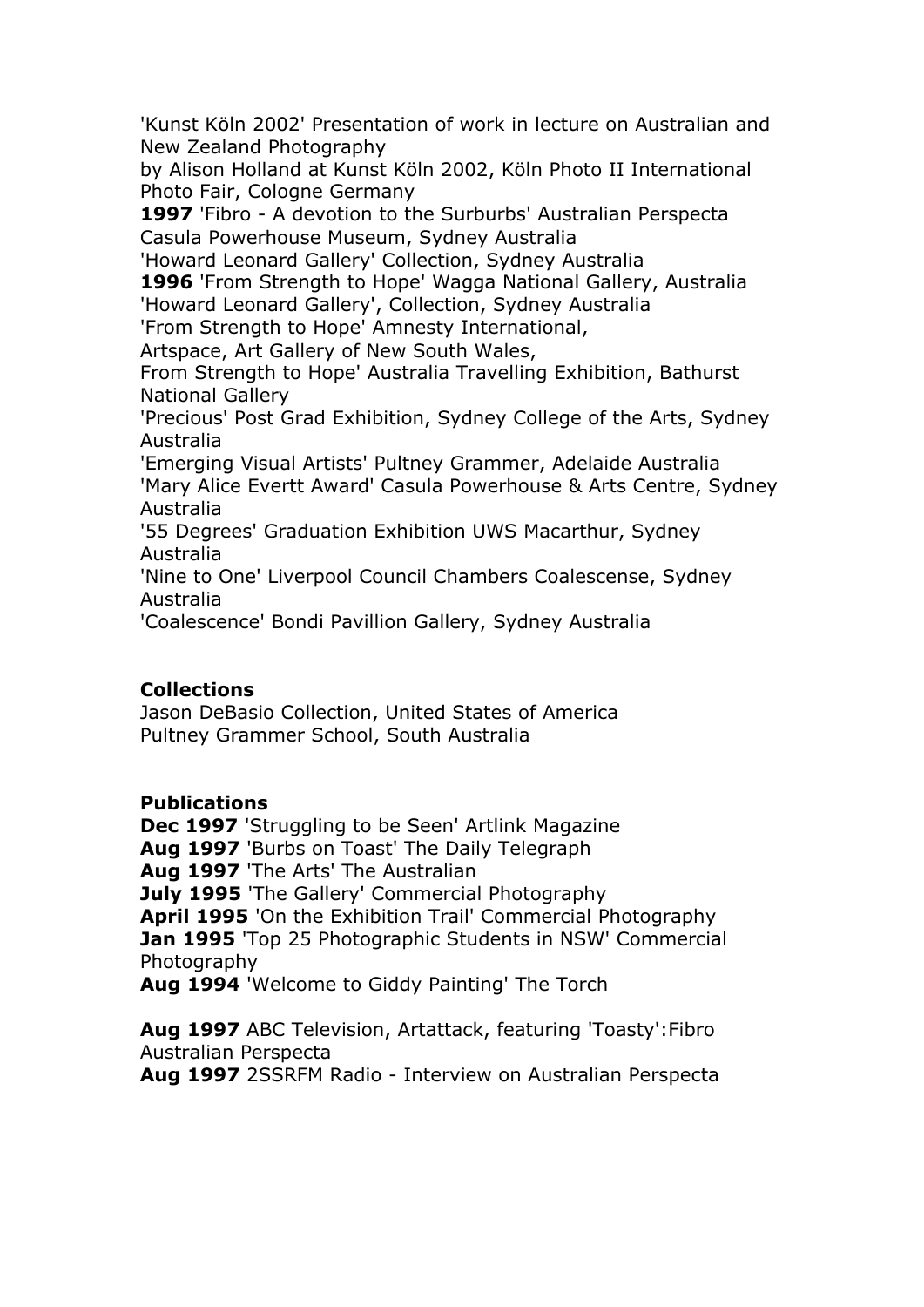'Kunst Köln 2002' Presentation of work in lecture on Australian and New Zealand Photography
by Alison Holland at Kunst Köln 2002, Köln Photo II International Photo Fair, Cologne Germany
**1997** 'Fibro - A devotion to the Surburbs' Australian Perspecta Casula Powerhouse Museum, Sydney Australia
'Howard Leonard Gallery' Collection, Sydney Australia
**1996** 'From Strength to Hope' Wagga National Gallery, Australia
'Howard Leonard Gallery', Collection, Sydney Australia
'From Strength to Hope' Amnesty International,
Artspace, Art Gallery of New South Wales,
From Strength to Hope' Australia Travelling Exhibition, Bathurst National Gallery
'Precious' Post Grad Exhibition, Sydney College of the Arts, Sydney Australia
'Emerging Visual Artists' Pultney Grammer, Adelaide Australia
'Mary Alice Evertt Award' Casula Powerhouse & Arts Centre, Sydney Australia
'55 Degrees' Graduation Exhibition UWS Macarthur, Sydney Australia
'Nine to One' Liverpool Council Chambers Coalescense, Sydney Australia
'Coalescence' Bondi Pavillion Gallery, Sydney Australia

**Collections**
Jason DeBasio Collection, United States of America
Pultney Grammer School, South Australia

**Publications**
**Dec 1997** 'Struggling to be Seen' Artlink Magazine
**Aug 1997** 'Burbs on Toast' The Daily Telegraph
**Aug 1997** 'The Arts' The Australian
**July 1995** 'The Gallery' Commercial Photography
**April 1995** 'On the Exhibition Trail' Commercial Photography
**Jan 1995** 'Top 25 Photographic Students in NSW' Commercial Photography
**Aug 1994** 'Welcome to Giddy Painting' The Torch

**Aug 1997** ABC Television, Artattack, featuring 'Toasty':Fibro Australian Perspecta
**Aug 1997** 2SSRFM Radio - Interview on Australian Perspecta